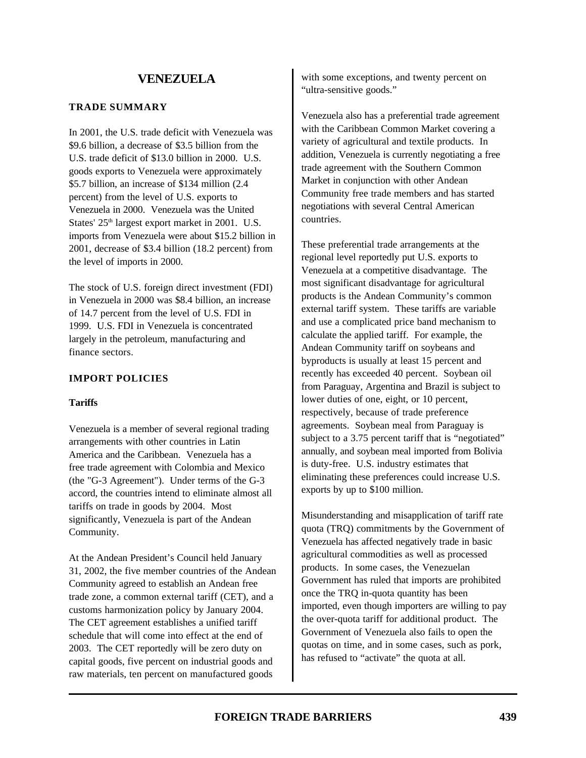# VENEZUELA

## TRADE SUMMARY

In 2001, the U.S. trade deficit with Venezuela was $9.6 billion, a decrease of $3.5 billion from the U.S. trade deficit of $13.0 billion in 2000. U.S. goods exports to Venezuela were approximately $5.7 billion, an increase of $134 million (2.4 percent) from the level of U.S. exports to Venezuela in 2000. Venezuela was the United States' 25th largest export market in 2001. U.S. imports from Venezuela were about $15.2 billion in 2001, decrease of $3.4 billion (18.2 percent) from the level of imports in 2000.

The stock of U.S. foreign direct investment (FDI) in Venezuela in 2000 was $8.4 billion, an increase of 14.7 percent from the level of U.S. FDI in 1999. U.S. FDI in Venezuela is concentrated largely in the petroleum, manufacturing and finance sectors.

## IMPORT POLICIES

### Tariffs

Venezuela is a member of several regional trading arrangements with other countries in Latin America and the Caribbean. Venezuela has a free trade agreement with Colombia and Mexico (the "G-3 Agreement"). Under terms of the G-3 accord, the countries intend to eliminate almost all tariffs on trade in goods by 2004. Most significantly, Venezuela is part of the Andean Community.

At the Andean President's Council held January 31, 2002, the five member countries of the Andean Community agreed to establish an Andean free trade zone, a common external tariff (CET), and a customs harmonization policy by January 2004. The CET agreement establishes a unified tariff schedule that will come into effect at the end of 2003. The CET reportedly will be zero duty on capital goods, five percent on industrial goods and raw materials, ten percent on manufactured goods with some exceptions, and twenty percent on "ultra-sensitive goods."

Venezuela also has a preferential trade agreement with the Caribbean Common Market covering a variety of agricultural and textile products. In addition, Venezuela is currently negotiating a free trade agreement with the Southern Common Market in conjunction with other Andean Community free trade members and has started negotiations with several Central American countries.

These preferential trade arrangements at the regional level reportedly put U.S. exports to Venezuela at a competitive disadvantage. The most significant disadvantage for agricultural products is the Andean Community's common external tariff system. These tariffs are variable and use a complicated price band mechanism to calculate the applied tariff. For example, the Andean Community tariff on soybeans and byproducts is usually at least 15 percent and recently has exceeded 40 percent. Soybean oil from Paraguay, Argentina and Brazil is subject to lower duties of one, eight, or 10 percent, respectively, because of trade preference agreements. Soybean meal from Paraguay is subject to a 3.75 percent tariff that is "negotiated" annually, and soybean meal imported from Bolivia is duty-free. U.S. industry estimates that eliminating these preferences could increase U.S. exports by up to $100 million.

Misunderstanding and misapplication of tariff rate quota (TRQ) commitments by the Government of Venezuela has affected negatively trade in basic agricultural commodities as well as processed products. In some cases, the Venezuelan Government has ruled that imports are prohibited once the TRQ in-quota quantity has been imported, even though importers are willing to pay the over-quota tariff for additional product. The Government of Venezuela also fails to open the quotas on time, and in some cases, such as pork, has refused to "activate" the quota at all.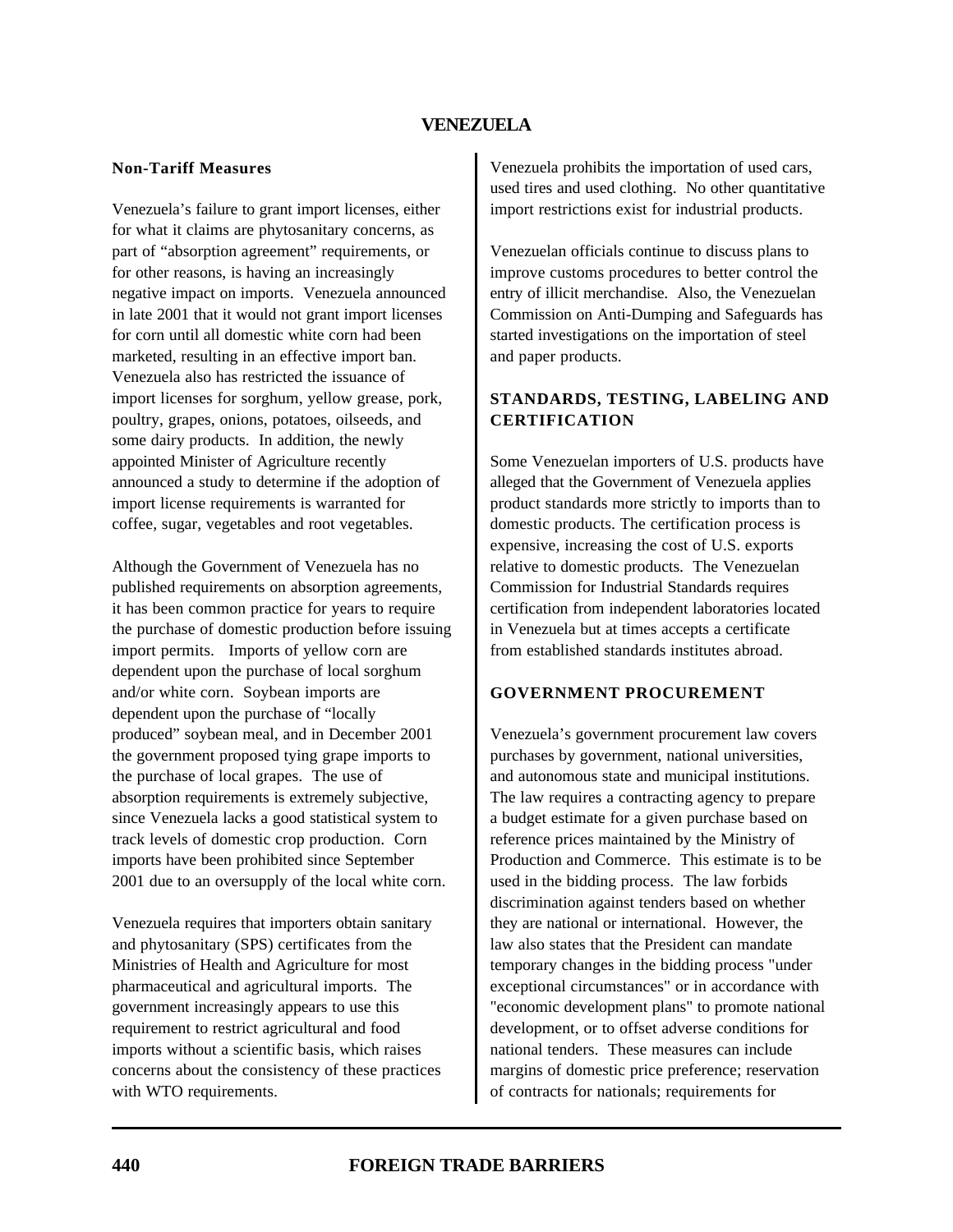# VENEZUELA

**Non-Tariff Measures**

Venezuela's failure to grant import licenses, either for what it claims are phytosanitary concerns, as part of "absorption agreement" requirements, or for other reasons, is having an increasingly negative impact on imports. Venezuela announced in late 2001 that it would not grant import licenses for corn until all domestic white corn had been marketed, resulting in an effective import ban. Venezuela also has restricted the issuance of import licenses for sorghum, yellow grease, pork, poultry, grapes, onions, potatoes, oilseeds, and some dairy products. In addition, the newly appointed Minister of Agriculture recently announced a study to determine if the adoption of import license requirements is warranted for coffee, sugar, vegetables and root vegetables.

Although the Government of Venezuela has no published requirements on absorption agreements, it has been common practice for years to require the purchase of domestic production before issuing import permits. Imports of yellow corn are dependent upon the purchase of local sorghum and/or white corn. Soybean imports are dependent upon the purchase of "locally produced" soybean meal, and in December 2001 the government proposed tying grape imports to the purchase of local grapes. The use of absorption requirements is extremely subjective, since Venezuela lacks a good statistical system to track levels of domestic crop production. Corn imports have been prohibited since September 2001 due to an oversupply of the local white corn.

Venezuela requires that importers obtain sanitary and phytosanitary (SPS) certificates from the Ministries of Health and Agriculture for most pharmaceutical and agricultural imports. The government increasingly appears to use this requirement to restrict agricultural and food imports without a scientific basis, which raises concerns about the consistency of these practices with WTO requirements.

Venezuela prohibits the importation of used cars, used tires and used clothing. No other quantitative import restrictions exist for industrial products.

Venezuelan officials continue to discuss plans to improve customs procedures to better control the entry of illicit merchandise. Also, the Venezuelan Commission on Anti-Dumping and Safeguards has started investigations on the importation of steel and paper products.

## STANDARDS, TESTING, LABELING AND CERTIFICATION

Some Venezuelan importers of U.S. products have alleged that the Government of Venezuela applies product standards more strictly to imports than to domestic products. The certification process is expensive, increasing the cost of U.S. exports relative to domestic products. The Venezuelan Commission for Industrial Standards requires certification from independent laboratories located in Venezuela but at times accepts a certificate from established standards institutes abroad.

## GOVERNMENT PROCUREMENT

Venezuela's government procurement law covers purchases by government, national universities, and autonomous state and municipal institutions. The law requires a contracting agency to prepare a budget estimate for a given purchase based on reference prices maintained by the Ministry of Production and Commerce. This estimate is to be used in the bidding process. The law forbids discrimination against tenders based on whether they are national or international. However, the law also states that the President can mandate temporary changes in the bidding process "under exceptional circumstances" or in accordance with "economic development plans" to promote national development, or to offset adverse conditions for national tenders. These measures can include margins of domestic price preference; reservation of contracts for nationals; requirements for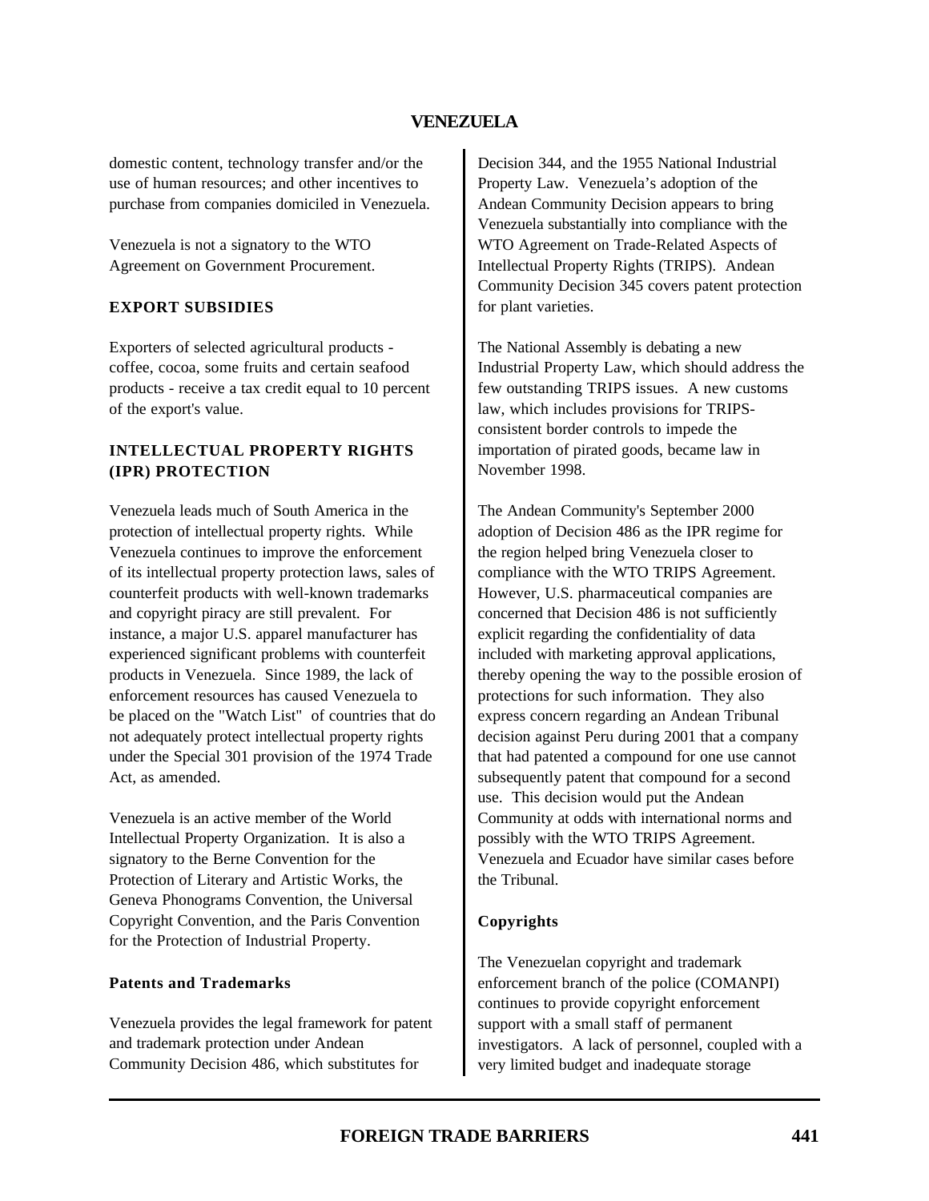domestic content, technology transfer and/or the use of human resources; and other incentives to purchase from companies domiciled in Venezuela.

Venezuela is not a signatory to the WTO Agreement on Government Procurement.

## EXPORT SUBSIDIES

Exporters of selected agricultural products - coffee, cocoa, some fruits and certain seafood products - receive a tax credit equal to 10 percent of the export's value.

## INTELLECTUAL PROPERTY RIGHTS (IPR) PROTECTION

Venezuela leads much of South America in the protection of intellectual property rights. While Venezuela continues to improve the enforcement of its intellectual property protection laws, sales of counterfeit products with well-known trademarks and copyright piracy are still prevalent. For instance, a major U.S. apparel manufacturer has experienced significant problems with counterfeit products in Venezuela. Since 1989, the lack of enforcement resources has caused Venezuela to be placed on the "Watch List" of countries that do not adequately protect intellectual property rights under the Special 301 provision of the 1974 Trade Act, as amended.

Venezuela is an active member of the World Intellectual Property Organization. It is also a signatory to the Berne Convention for the Protection of Literary and Artistic Works, the Geneva Phonograms Convention, the Universal Copyright Convention, and the Paris Convention for the Protection of Industrial Property.

### Patents and Trademarks

Venezuela provides the legal framework for patent and trademark protection under Andean Community Decision 486, which substitutes for Decision 344, and the 1955 National Industrial Property Law. Venezuela's adoption of the Andean Community Decision appears to bring Venezuela substantially into compliance with the WTO Agreement on Trade-Related Aspects of Intellectual Property Rights (TRIPS). Andean Community Decision 345 covers patent protection for plant varieties.

The National Assembly is debating a new Industrial Property Law, which should address the few outstanding TRIPS issues. A new customs law, which includes provisions for TRIPS-consistent border controls to impede the importation of pirated goods, became law in November 1998.

The Andean Community's September 2000 adoption of Decision 486 as the IPR regime for the region helped bring Venezuela closer to compliance with the WTO TRIPS Agreement. However, U.S. pharmaceutical companies are concerned that Decision 486 is not sufficiently explicit regarding the confidentiality of data included with marketing approval applications, thereby opening the way to the possible erosion of protections for such information. They also express concern regarding an Andean Tribunal decision against Peru during 2001 that a company that had patented a compound for one use cannot subsequently patent that compound for a second use. This decision would put the Andean Community at odds with international norms and possibly with the WTO TRIPS Agreement. Venezuela and Ecuador have similar cases before the Tribunal.

### Copyrights

The Venezuelan copyright and trademark enforcement branch of the police (COMANPI) continues to provide copyright enforcement support with a small staff of permanent investigators. A lack of personnel, coupled with a very limited budget and inadequate storage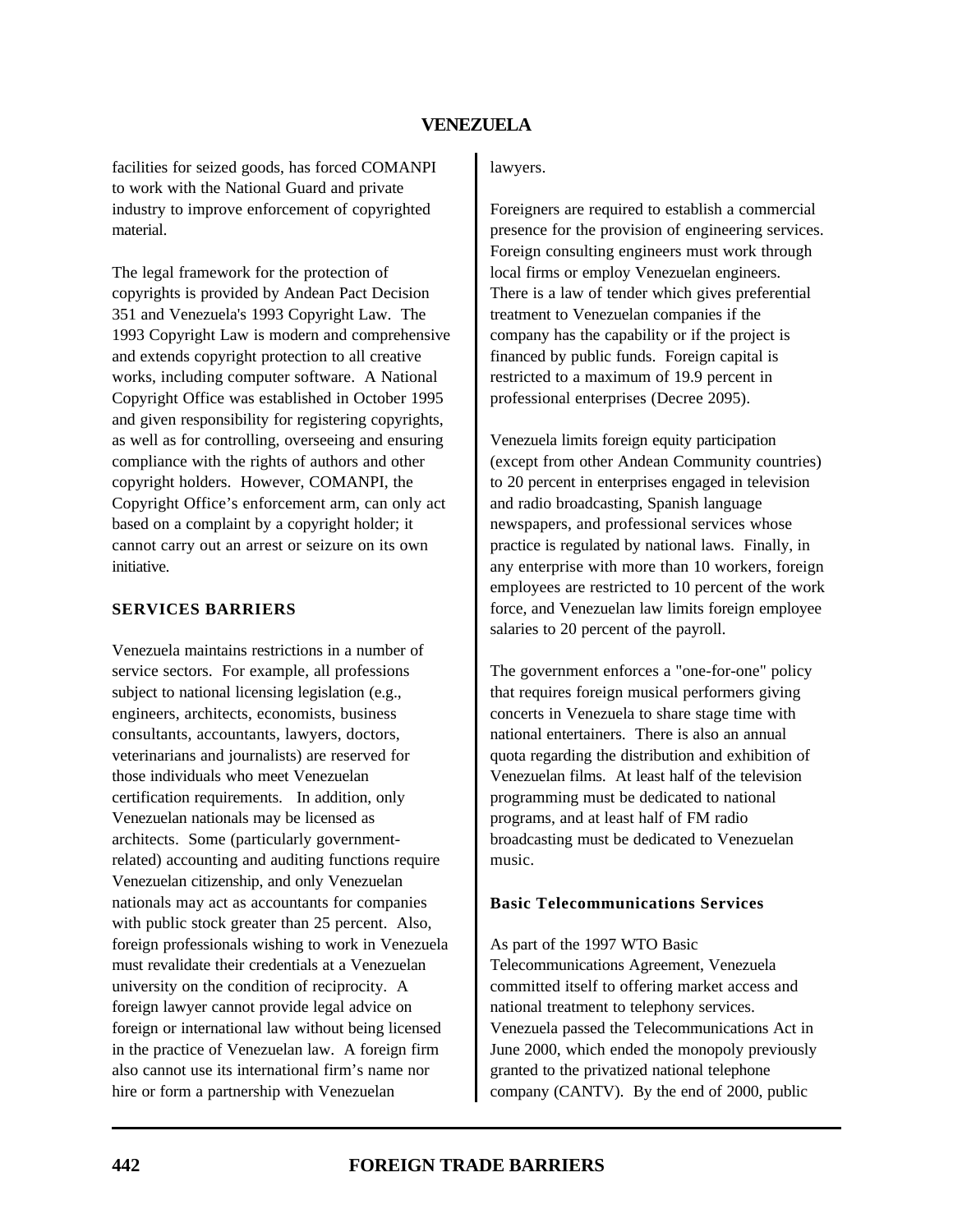facilities for seized goods, has forced COMANPI to work with the National Guard and private industry to improve enforcement of copyrighted material.

The legal framework for the protection of copyrights is provided by Andean Pact Decision 351 and Venezuela's 1993 Copyright Law. The 1993 Copyright Law is modern and comprehensive and extends copyright protection to all creative works, including computer software. A National Copyright Office was established in October 1995 and given responsibility for registering copyrights, as well as for controlling, overseeing and ensuring compliance with the rights of authors and other copyright holders. However, COMANPI, the Copyright Office's enforcement arm, can only act based on a complaint by a copyright holder; it cannot carry out an arrest or seizure on its own initiative.

## SERVICES BARRIERS

Venezuela maintains restrictions in a number of service sectors. For example, all professions subject to national licensing legislation (e.g., engineers, architects, economists, business consultants, accountants, lawyers, doctors, veterinarians and journalists) are reserved for those individuals who meet Venezuelan certification requirements. In addition, only Venezuelan nationals may be licensed as architects. Some (particularly government-related) accounting and auditing functions require Venezuelan citizenship, and only Venezuelan nationals may act as accountants for companies with public stock greater than 25 percent. Also, foreign professionals wishing to work in Venezuela must revalidate their credentials at a Venezuelan university on the condition of reciprocity. A foreign lawyer cannot provide legal advice on foreign or international law without being licensed in the practice of Venezuelan law. A foreign firm also cannot use its international firm's name nor hire or form a partnership with Venezuelan lawyers.

Foreigners are required to establish a commercial presence for the provision of engineering services. Foreign consulting engineers must work through local firms or employ Venezuelan engineers. There is a law of tender which gives preferential treatment to Venezuelan companies if the company has the capability or if the project is financed by public funds. Foreign capital is restricted to a maximum of 19.9 percent in professional enterprises (Decree 2095).

Venezuela limits foreign equity participation (except from other Andean Community countries) to 20 percent in enterprises engaged in television and radio broadcasting, Spanish language newspapers, and professional services whose practice is regulated by national laws. Finally, in any enterprise with more than 10 workers, foreign employees are restricted to 10 percent of the work force, and Venezuelan law limits foreign employee salaries to 20 percent of the payroll.

The government enforces a "one-for-one" policy that requires foreign musical performers giving concerts in Venezuela to share stage time with national entertainers. There is also an annual quota regarding the distribution and exhibition of Venezuelan films. At least half of the television programming must be dedicated to national programs, and at least half of FM radio broadcasting must be dedicated to Venezuelan music.

### Basic Telecommunications Services

As part of the 1997 WTO Basic Telecommunications Agreement, Venezuela committed itself to offering market access and national treatment to telephony services. Venezuela passed the Telecommunications Act in June 2000, which ended the monopoly previously granted to the privatized national telephone company (CANTV). By the end of 2000, public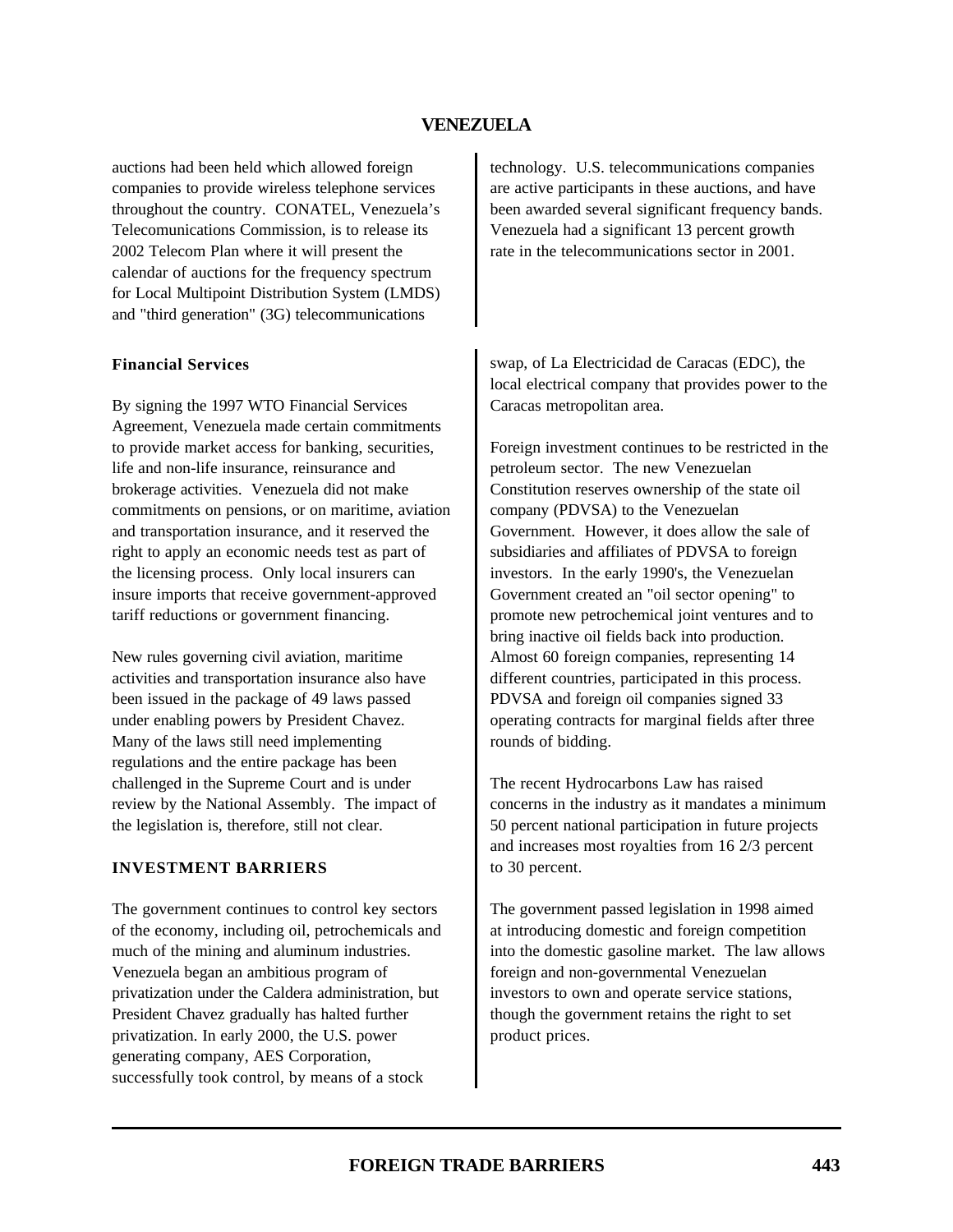auctions had been held which allowed foreign companies to provide wireless telephone services throughout the country. CONATEL, Venezuela's Telecomunications Commission, is to release its 2002 Telecom Plan where it will present the calendar of auctions for the frequency spectrum for Local Multipoint Distribution System (LMDS) and "third generation" (3G) telecommunications technology. U.S. telecommunications companies are active participants in these auctions, and have been awarded several significant frequency bands. Venezuela had a significant 13 percent growth rate in the telecommunications sector in 2001.

**Financial Services**

By signing the 1997 WTO Financial Services Agreement, Venezuela made certain commitments to provide market access for banking, securities, life and non-life insurance, reinsurance and brokerage activities. Venezuela did not make commitments on pensions, or on maritime, aviation and transportation insurance, and it reserved the right to apply an economic needs test as part of the licensing process. Only local insurers can insure imports that receive government-approved tariff reductions or government financing.

New rules governing civil aviation, maritime activities and transportation insurance also have been issued in the package of 49 laws passed under enabling powers by President Chavez. Many of the laws still need implementing regulations and the entire package has been challenged in the Supreme Court and is under review by the National Assembly. The impact of the legislation is, therefore, still not clear.

## INVESTMENT BARRIERS

The government continues to control key sectors of the economy, including oil, petrochemicals and much of the mining and aluminum industries. Venezuela began an ambitious program of privatization under the Caldera administration, but President Chavez gradually has halted further privatization. In early 2000, the U.S. power generating company, AES Corporation, successfully took control, by means of a stock swap, of La Electricidad de Caracas (EDC), the local electrical company that provides power to the Caracas metropolitan area.

Foreign investment continues to be restricted in the petroleum sector. The new Venezuelan Constitution reserves ownership of the state oil company (PDVSA) to the Venezuelan Government. However, it does allow the sale of subsidiaries and affiliates of PDVSA to foreign investors. In the early 1990's, the Venezuelan Government created an "oil sector opening" to promote new petrochemical joint ventures and to bring inactive oil fields back into production. Almost 60 foreign companies, representing 14 different countries, participated in this process. PDVSA and foreign oil companies signed 33 operating contracts for marginal fields after three rounds of bidding.

The recent Hydrocarbons Law has raised concerns in the industry as it mandates a minimum 50 percent national participation in future projects and increases most royalties from 16 2/3 percent to 30 percent.

The government passed legislation in 1998 aimed at introducing domestic and foreign competition into the domestic gasoline market. The law allows foreign and non-governmental Venezuelan investors to own and operate service stations, though the government retains the right to set product prices.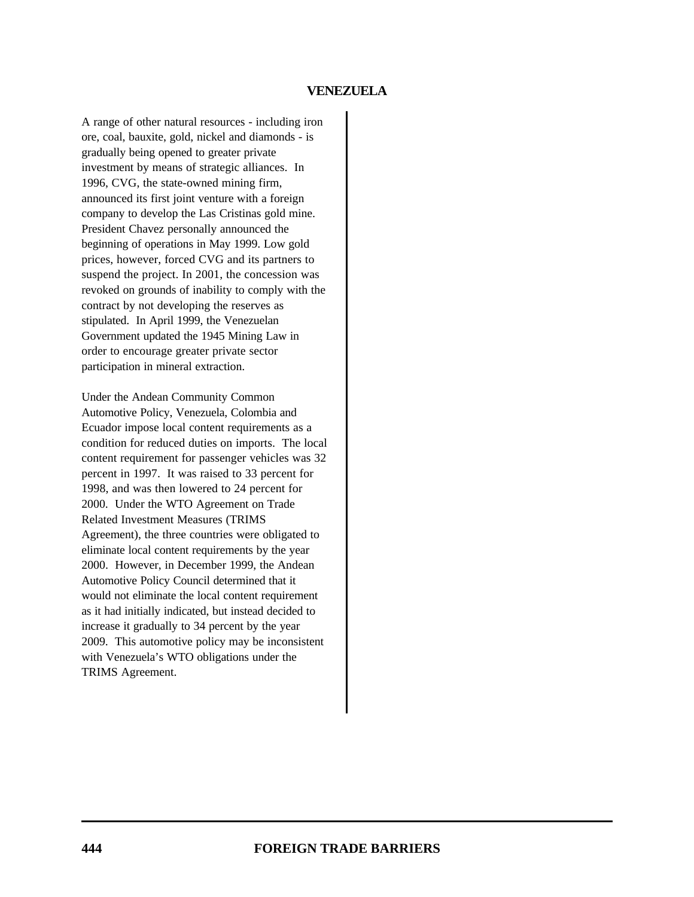A range of other natural resources - including iron ore, coal, bauxite, gold, nickel and diamonds - is gradually being opened to greater private investment by means of strategic alliances. In 1996, CVG, the state-owned mining firm, announced its first joint venture with a foreign company to develop the Las Cristinas gold mine. President Chavez personally announced the beginning of operations in May 1999. Low gold prices, however, forced CVG and its partners to suspend the project. In 2001, the concession was revoked on grounds of inability to comply with the contract by not developing the reserves as stipulated. In April 1999, the Venezuelan Government updated the 1945 Mining Law in order to encourage greater private sector participation in mineral extraction.

Under the Andean Community Common Automotive Policy, Venezuela, Colombia and Ecuador impose local content requirements as a condition for reduced duties on imports. The local content requirement for passenger vehicles was 32 percent in 1997. It was raised to 33 percent for 1998, and was then lowered to 24 percent for 2000. Under the WTO Agreement on Trade Related Investment Measures (TRIMS Agreement), the three countries were obligated to eliminate local content requirements by the year 2000. However, in December 1999, the Andean Automotive Policy Council determined that it would not eliminate the local content requirement as it had initially indicated, but instead decided to increase it gradually to 34 percent by the year 2009. This automotive policy may be inconsistent with Venezuela's WTO obligations under the TRIMS Agreement.